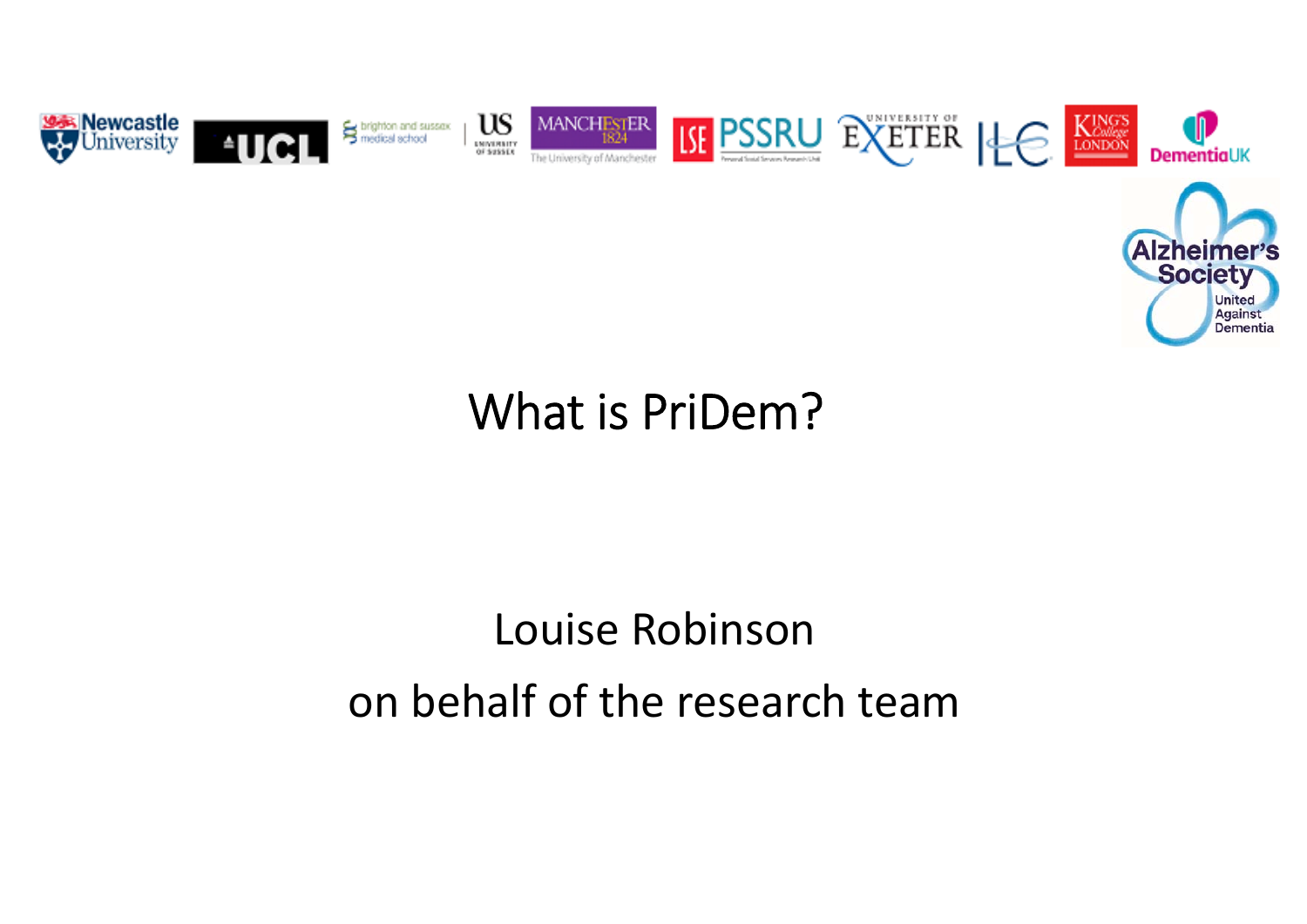# What is PriDem?

Louise Robinson

on behalf of the research team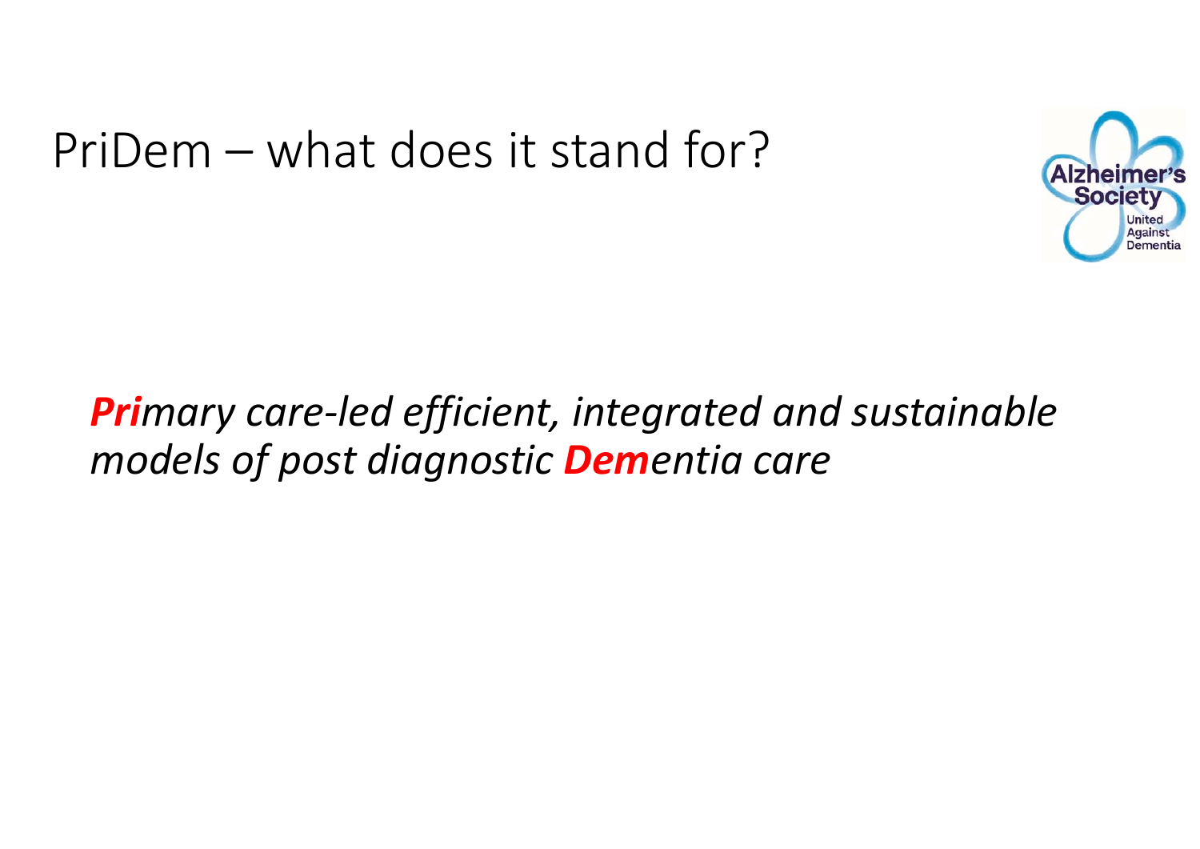# PriDem – what does it stand for?

Alzheimer's Society
United Against Dementia

***Pri****mary care-led efficient, integrated and sustainable models of post diagnostic* ***Dem****entia care*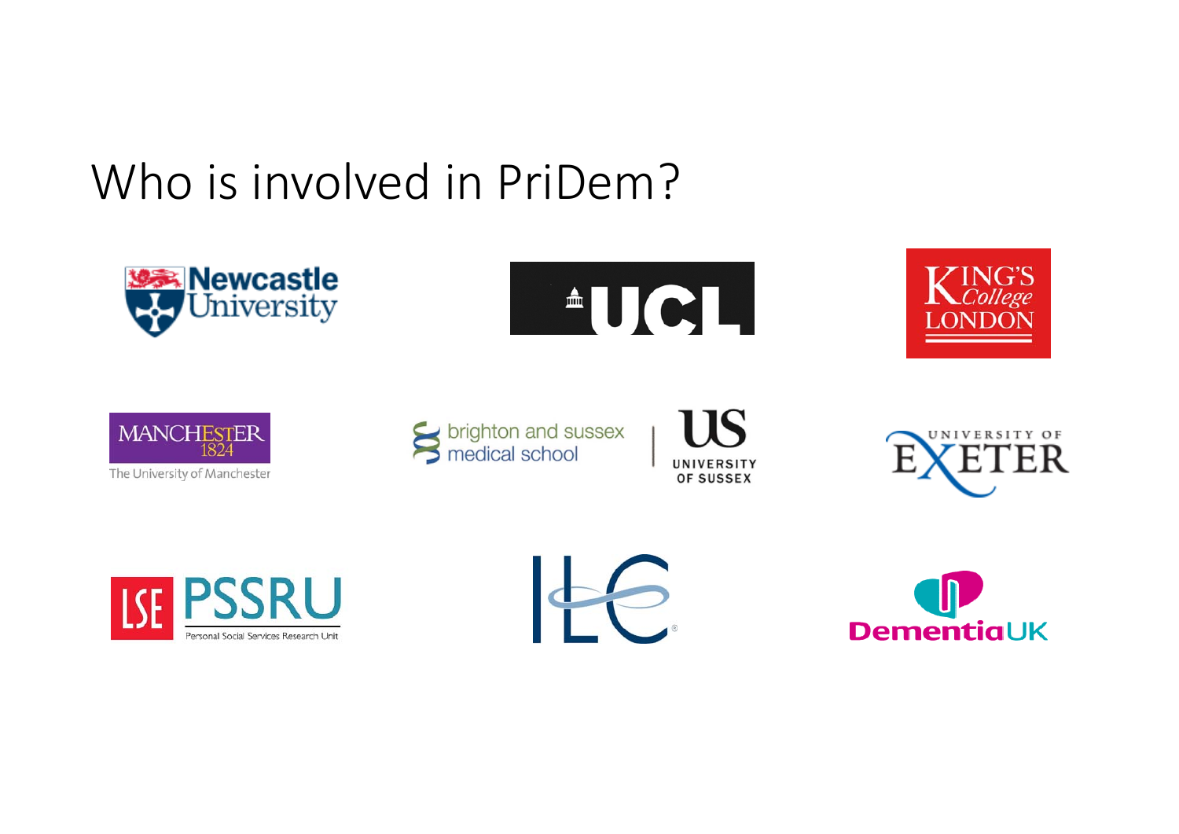# Who is involved in PriDem?

Newcastle University

UCL

King's College London

Manchester 1824 — The University of Manchester

brighton and sussex medical school | US University of Sussex

University of Exeter

LSE PSSRU — Personal Social Services Research Unit

ILC

Dementia UK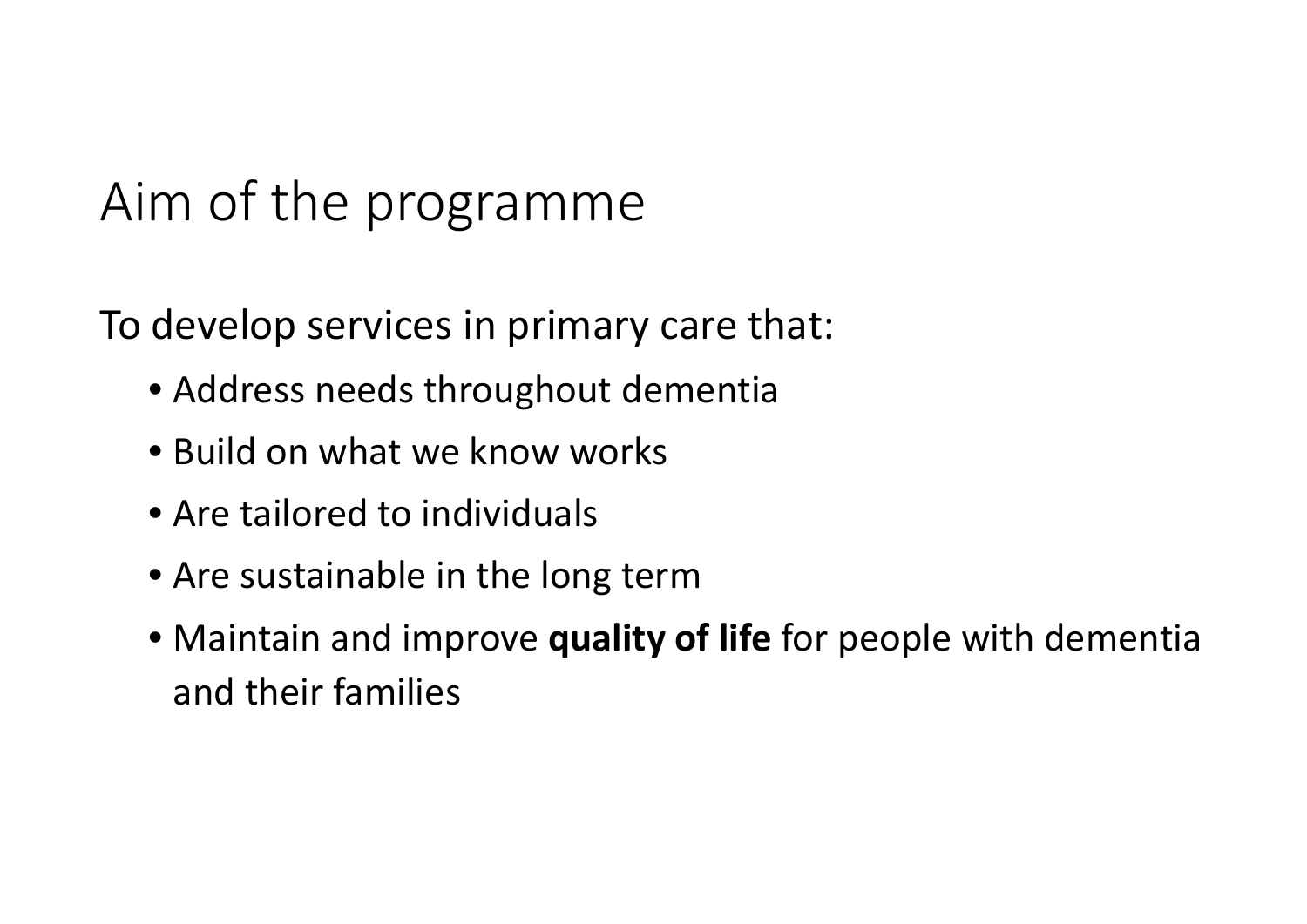# Aim of the programme

To develop services in primary care that:

- Address needs throughout dementia
- Build on what we know works
- Are tailored to individuals
- Are sustainable in the long term
- Maintain and improve **quality of life** for people with dementia and their families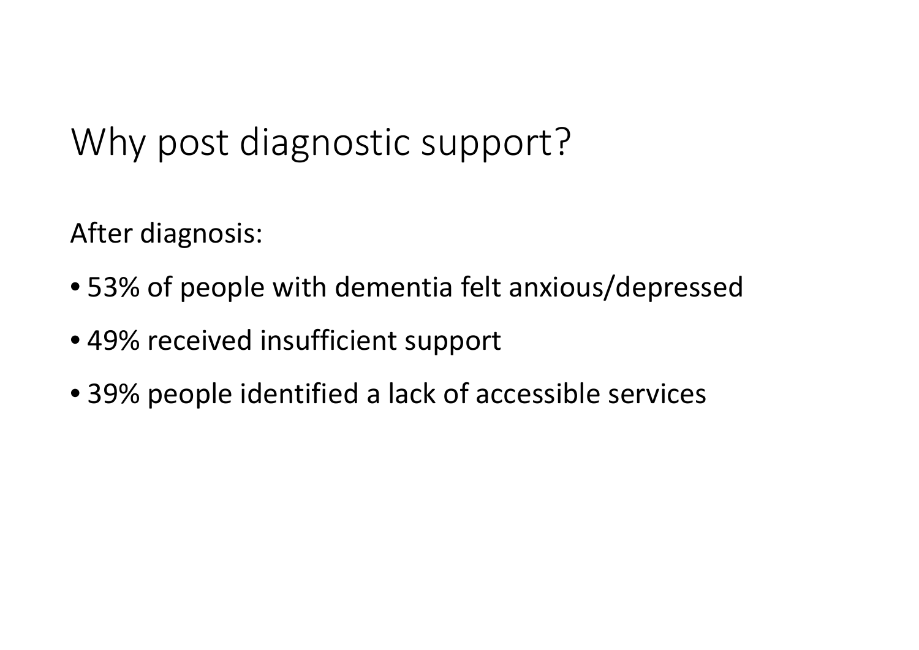# Why post diagnostic support?

After diagnosis:

- 53% of people with dementia felt anxious/depressed
- 49% received insufficient support
- 39% people identified a lack of accessible services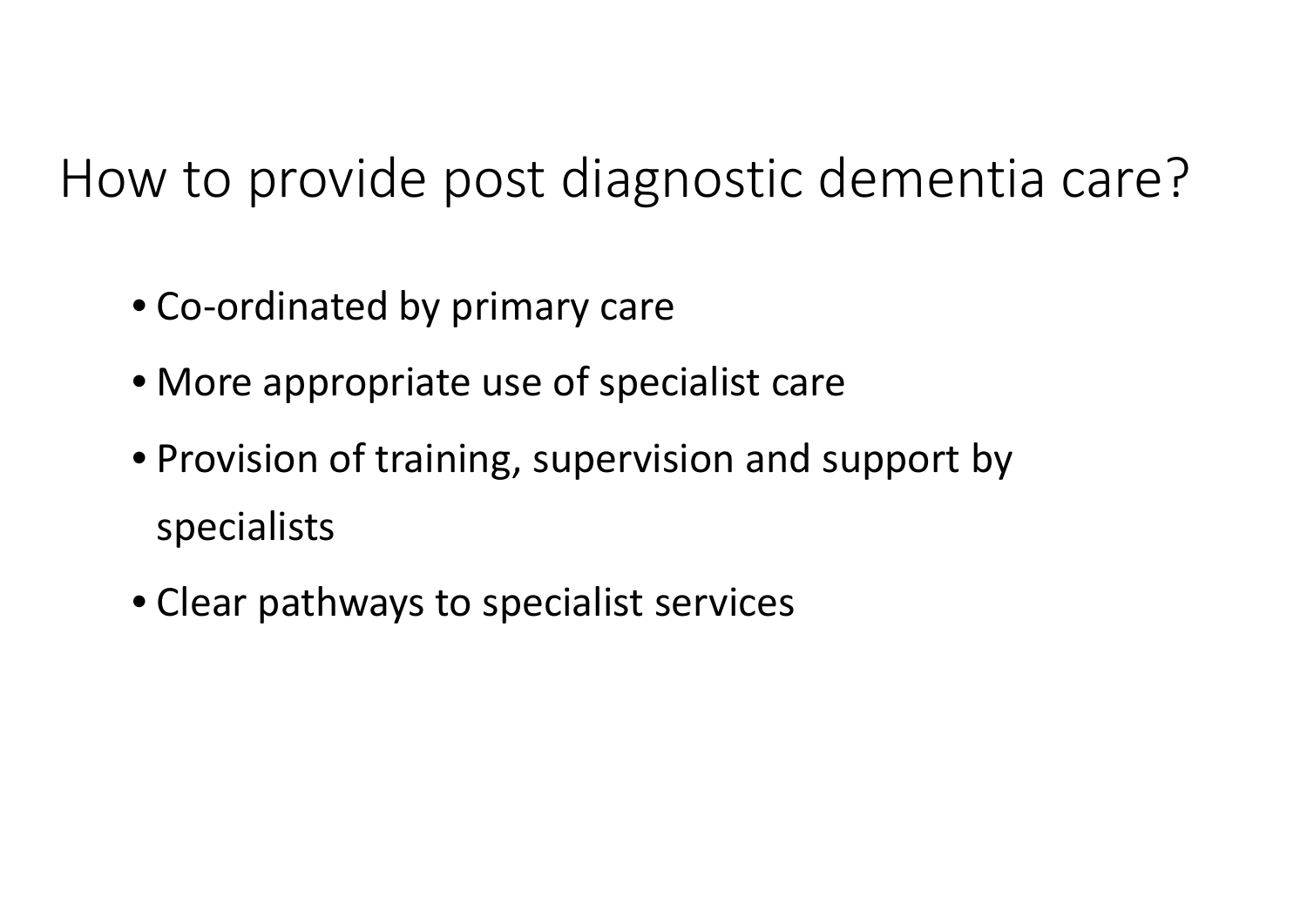# How to provide post diagnostic dementia care?

- Co-ordinated by primary care
- More appropriate use of specialist care
- Provision of training, supervision and support by specialists
- Clear pathways to specialist services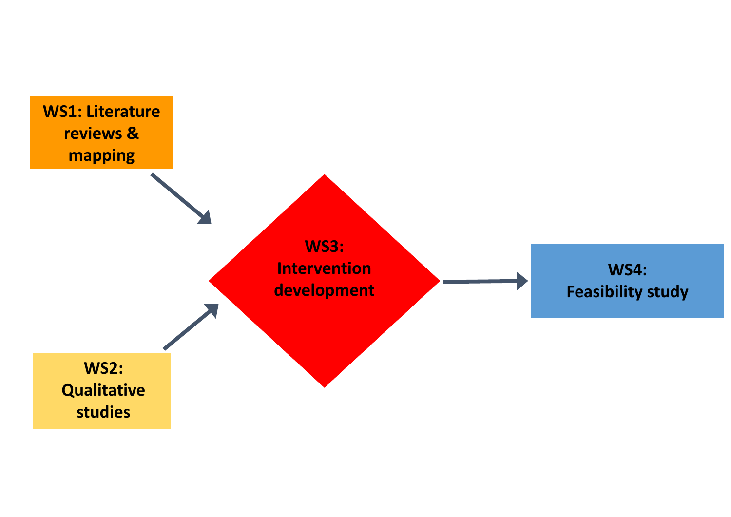WS1: Literature reviews & mapping

WS2: Qualitative studies

WS3: Intervention development

WS4: Feasibility study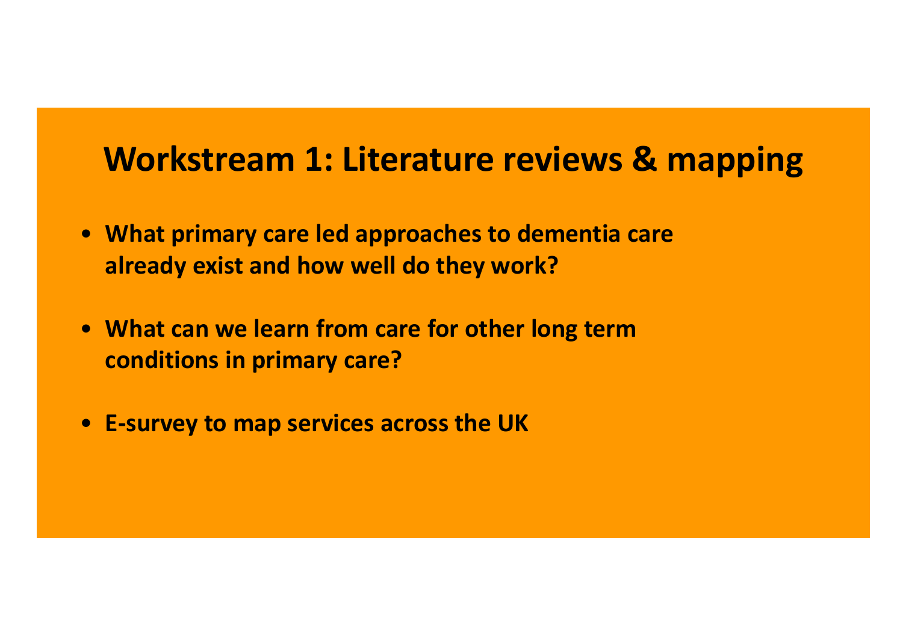# Workstream 1: Literature reviews & mapping

- **What primary care led approaches to dementia care already exist and how well do they work?**
- **What can we learn from care for other long term conditions in primary care?**
- **E-survey to map services across the UK**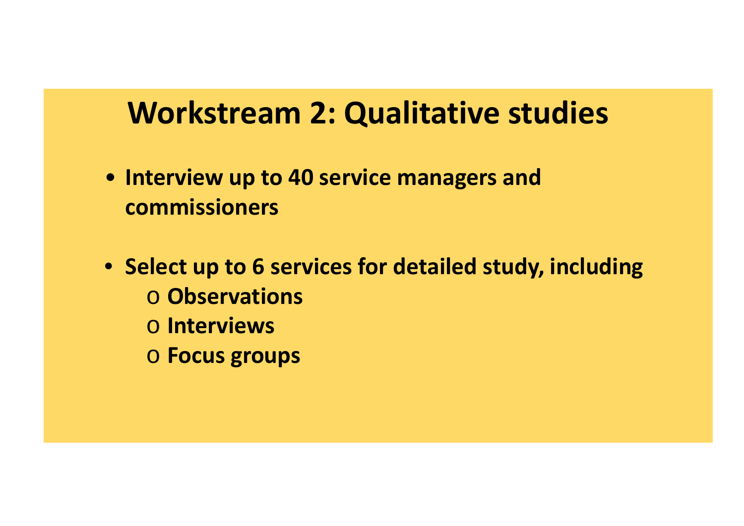# Workstream 2: Qualitative studies

- **Interview up to 40 service managers and commissioners**
- **Select up to 6 services for detailed study, including**
  - **Observations**
  - **Interviews**
  - **Focus groups**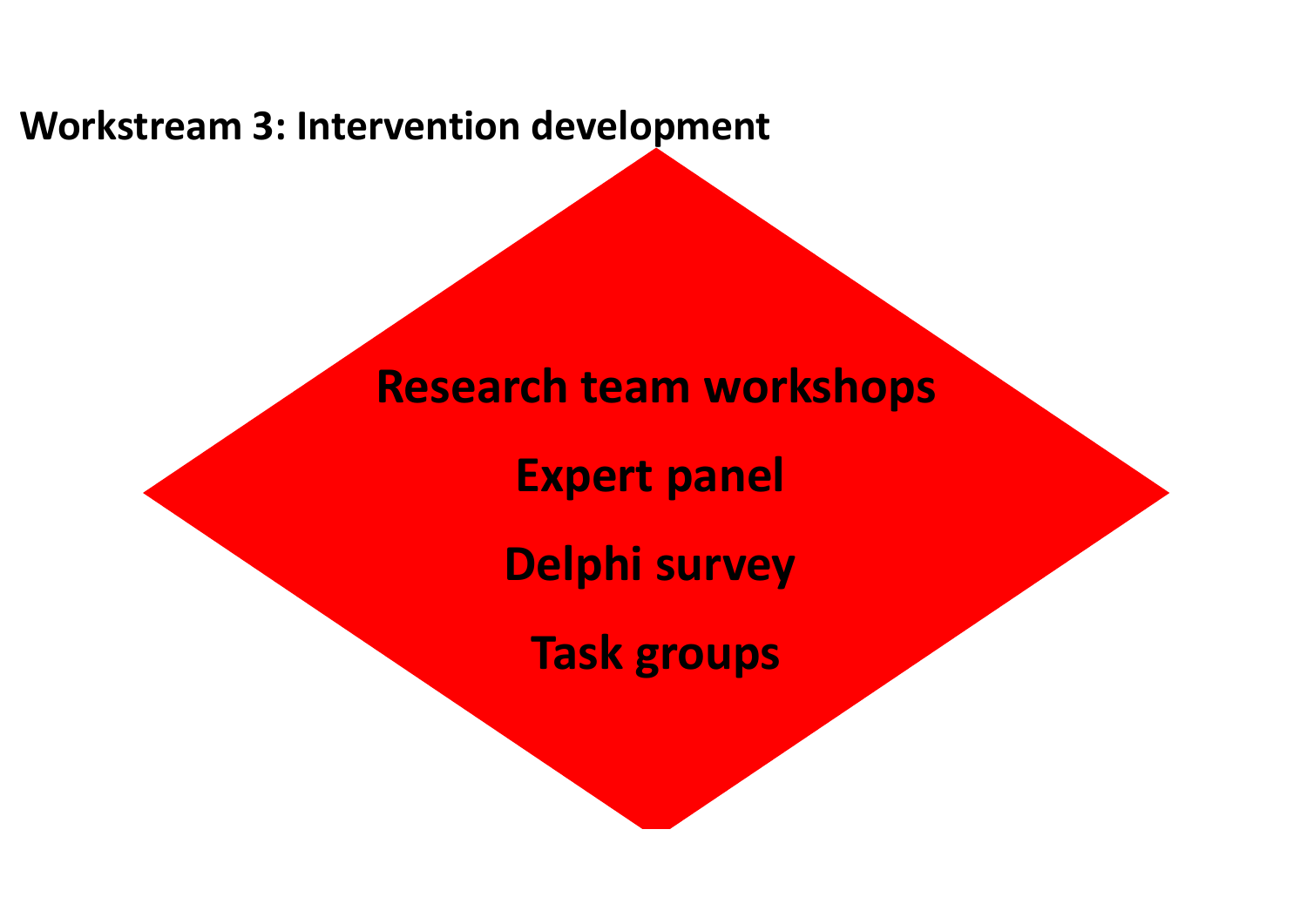**Workstream 3: Intervention development**

Research team workshops

Expert panel

Delphi survey

Task groups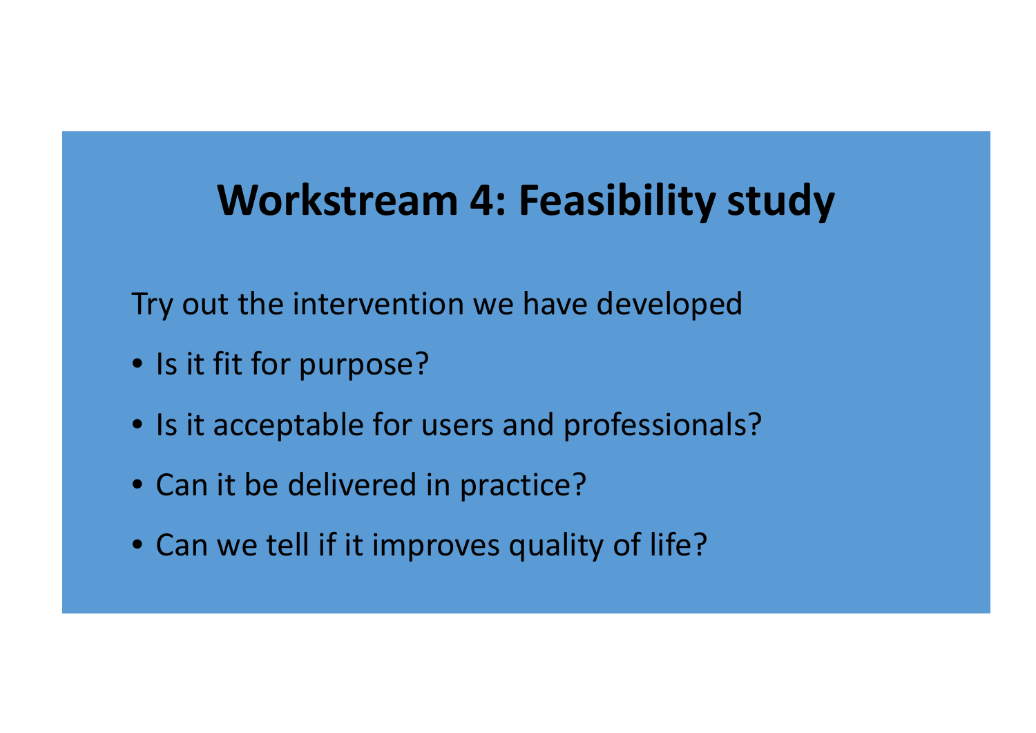# Workstream 4: Feasibility study

Try out the intervention we have developed

- Is it fit for purpose?
- Is it acceptable for users and professionals?
- Can it be delivered in practice?
- Can we tell if it improves quality of life?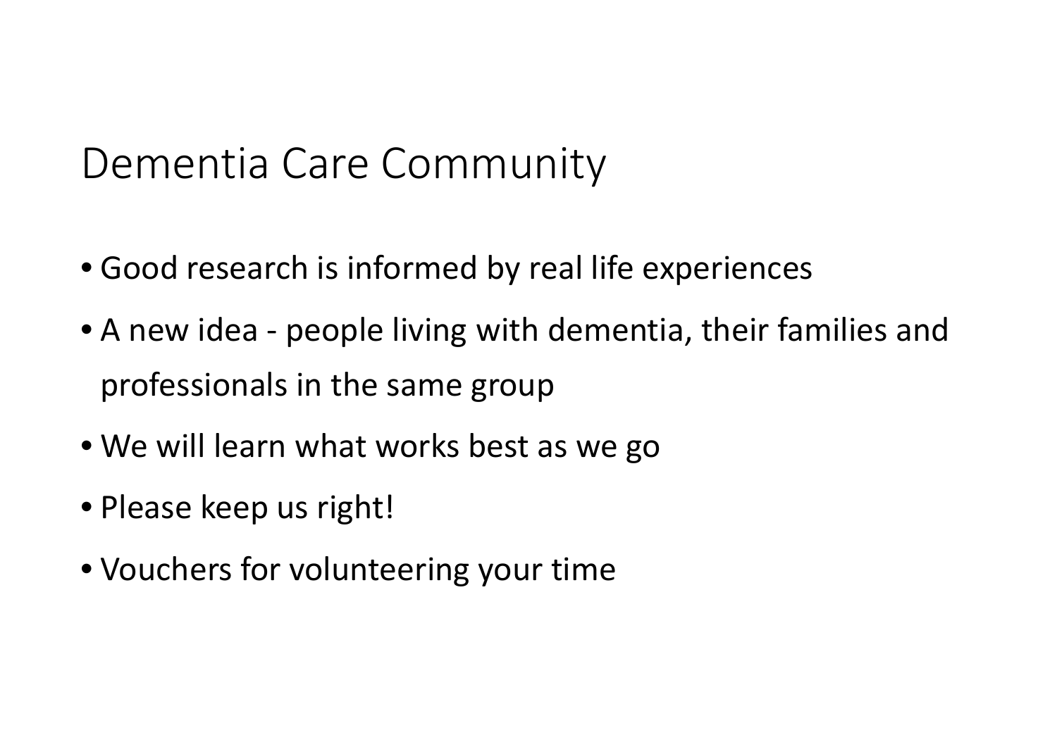# Dementia Care Community

- Good research is informed by real life experiences
- A new idea - people living with dementia, their families and professionals in the same group
- We will learn what works best as we go
- Please keep us right!
- Vouchers for volunteering your time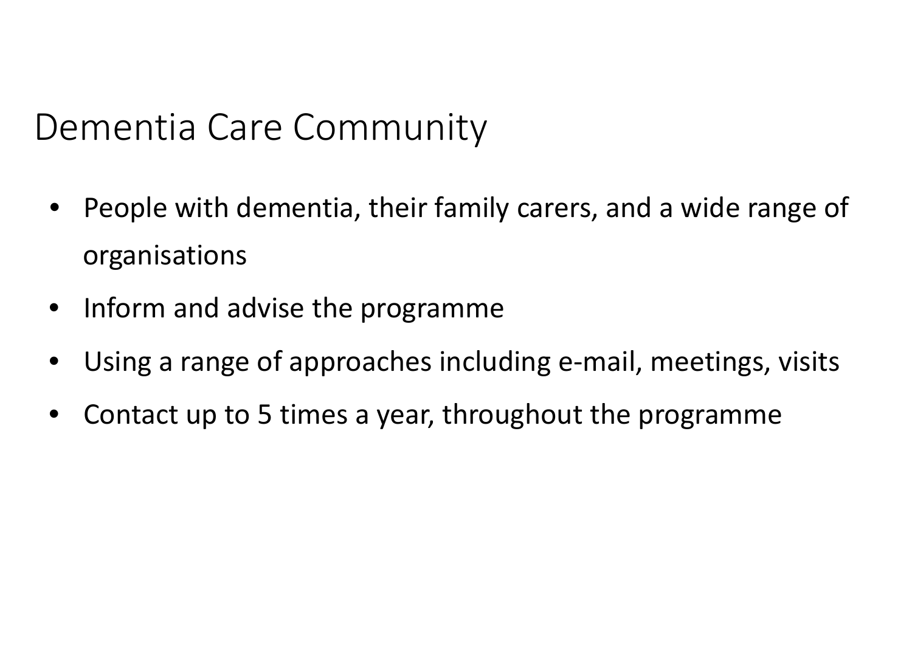# Dementia Care Community

- People with dementia, their family carers, and a wide range of organisations
- Inform and advise the programme
- Using a range of approaches including e-mail, meetings, visits
- Contact up to 5 times a year, throughout the programme